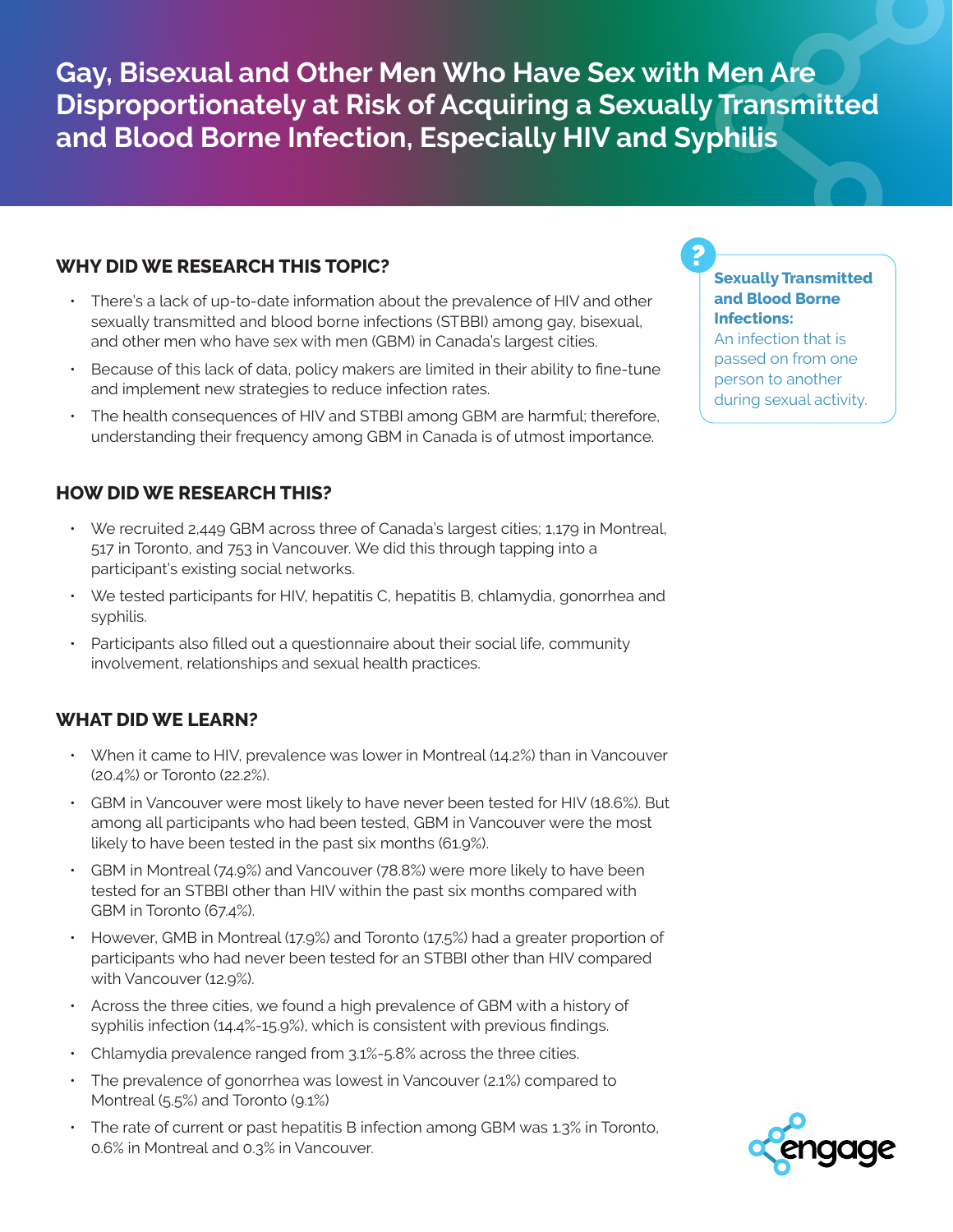# Gay, Bisexual and Other Men Who Have Sex with Men Are Disproportionately at Risk of Acquiring a Sexually Transmitted and Blood Borne Infection, Especially HIV and Syphilis

## WHY DID WE RESEARCH THIS TOPIC?

- There's a lack of up-to-date information about the prevalence of HIV and other sexually transmitted and blood borne infections (STBBI) among gay, bisexual, and other men who have sex with men (GBM) in Canada's largest cities.
- Because of this lack of data, policy makers are limited in their ability to fine-tune and implement new strategies to reduce infection rates.
- The health consequences of HIV and STBBI among GBM are harmful; therefore, understanding their frequency among GBM in Canada is of utmost importance.

**Sexually Transmitted and Blood Borne Infections:**
An infection that is passed on from one person to another during sexual activity.

## HOW DID WE RESEARCH THIS?

- We recruited 2,449 GBM across three of Canada's largest cities; 1,179 in Montreal, 517 in Toronto, and 753 in Vancouver. We did this through tapping into a participant's existing social networks.
- We tested participants for HIV, hepatitis C, hepatitis B, chlamydia, gonorrhea and syphilis.
- Participants also filled out a questionnaire about their social life, community involvement, relationships and sexual health practices.

## WHAT DID WE LEARN?

- When it came to HIV, prevalence was lower in Montreal (14.2%) than in Vancouver (20.4%) or Toronto (22.2%).
- GBM in Vancouver were most likely to have never been tested for HIV (18.6%). But among all participants who had been tested, GBM in Vancouver were the most likely to have been tested in the past six months (61.9%).
- GBM in Montreal (74.9%) and Vancouver (78.8%) were more likely to have been tested for an STBBI other than HIV within the past six months compared with GBM in Toronto (67.4%).
- However, GMB in Montreal (17.9%) and Toronto (17.5%) had a greater proportion of participants who had never been tested for an STBBI other than HIV compared with Vancouver (12.9%).
- Across the three cities, we found a high prevalence of GBM with a history of syphilis infection (14.4%-15.9%), which is consistent with previous findings.
- Chlamydia prevalence ranged from 3.1%-5.8% across the three cities.
- The prevalence of gonorrhea was lowest in Vancouver (2.1%) compared to Montreal (5.5%) and Toronto (9.1%)
- The rate of current or past hepatitis B infection among GBM was 1.3% in Toronto, 0.6% in Montreal and 0.3% in Vancouver.

engage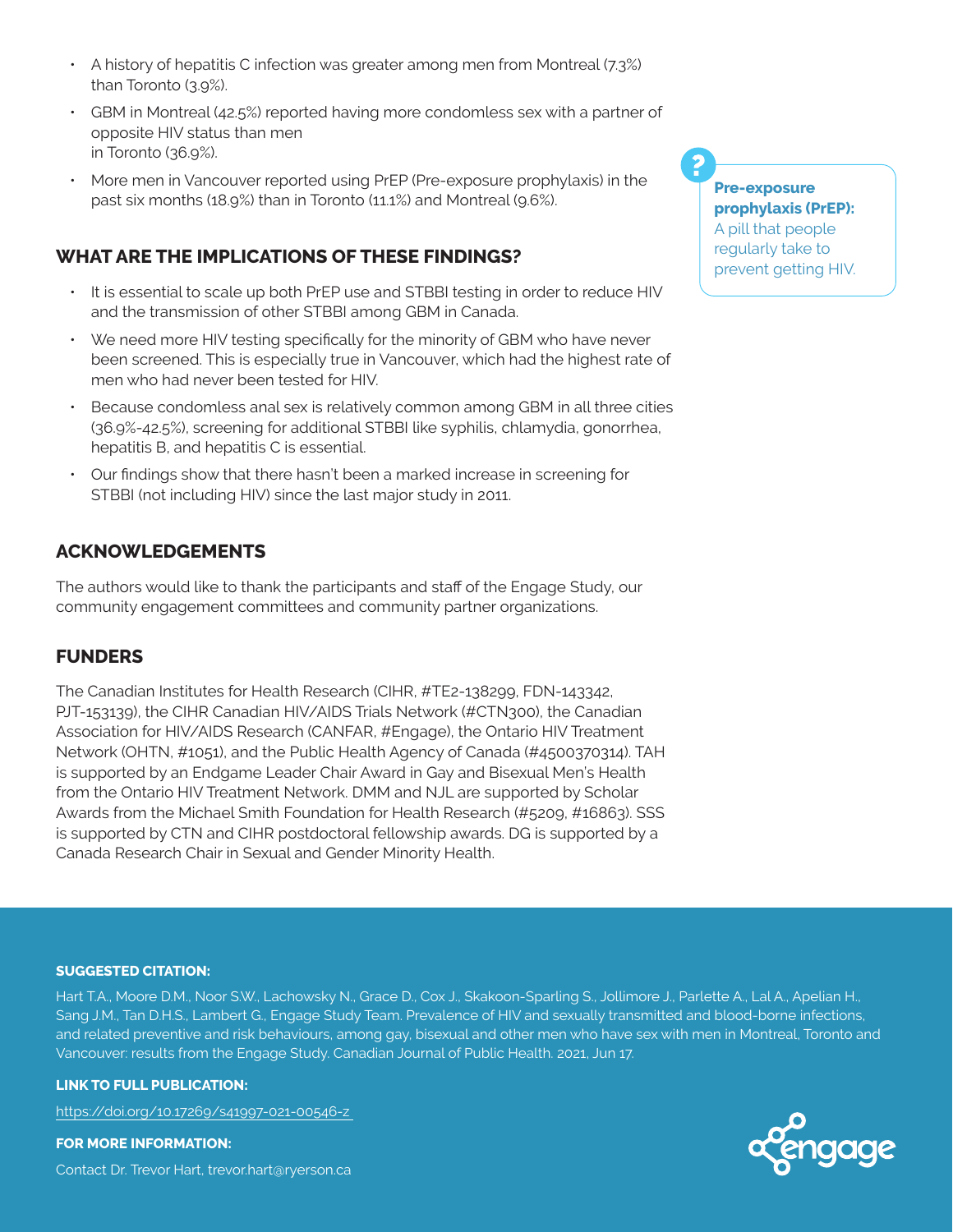- A history of hepatitis C infection was greater among men from Montreal (7.3%) than Toronto (3.9%).
- GBM in Montreal (42.5%) reported having more condomless sex with a partner of opposite HIV status than men in Toronto (36.9%).
- More men in Vancouver reported using PrEP (Pre-exposure prophylaxis) in the past six months (18.9%) than in Toronto (11.1%) and Montreal (9.6%).

**Pre-exposure prophylaxis (PrEP):** A pill that people regularly take to prevent getting HIV.

## WHAT ARE THE IMPLICATIONS OF THESE FINDINGS?

- It is essential to scale up both PrEP use and STBBI testing in order to reduce HIV and the transmission of other STBBI among GBM in Canada.
- We need more HIV testing specifically for the minority of GBM who have never been screened. This is especially true in Vancouver, which had the highest rate of men who had never been tested for HIV.
- Because condomless anal sex is relatively common among GBM in all three cities (36.9%-42.5%), screening for additional STBBI like syphilis, chlamydia, gonorrhea, hepatitis B, and hepatitis C is essential.
- Our findings show that there hasn't been a marked increase in screening for STBBI (not including HIV) since the last major study in 2011.

## ACKNOWLEDGEMENTS

The authors would like to thank the participants and staff of the Engage Study, our community engagement committees and community partner organizations.

## FUNDERS

The Canadian Institutes for Health Research (CIHR, #TE2-138299, FDN-143342, PJT-153139), the CIHR Canadian HIV/AIDS Trials Network (#CTN300), the Canadian Association for HIV/AIDS Research (CANFAR, #Engage), the Ontario HIV Treatment Network (OHTN, #1051), and the Public Health Agency of Canada (#4500370314). TAH is supported by an Endgame Leader Chair Award in Gay and Bisexual Men's Health from the Ontario HIV Treatment Network. DMM and NJL are supported by Scholar Awards from the Michael Smith Foundation for Health Research (#5209, #16863). SSS is supported by CTN and CIHR postdoctoral fellowship awards. DG is supported by a Canada Research Chair in Sexual and Gender Minority Health.

**SUGGESTED CITATION:**

Hart T.A., Moore D.M., Noor S.W., Lachowsky N., Grace D., Cox J., Skakoon-Sparling S., Jollimore J., Parlette A., Lal A., Apelian H., Sang J.M., Tan D.H.S., Lambert G., Engage Study Team. Prevalence of HIV and sexually transmitted and blood-borne infections, and related preventive and risk behaviours, among gay, bisexual and other men who have sex with men in Montreal, Toronto and Vancouver: results from the Engage Study. Canadian Journal of Public Health. 2021, Jun 17.

**LINK TO FULL PUBLICATION:**

https://doi.org/10.17269/s41997-021-00546-z

**FOR MORE INFORMATION:**

Contact Dr. Trevor Hart, trevor.hart@ryerson.ca

engage